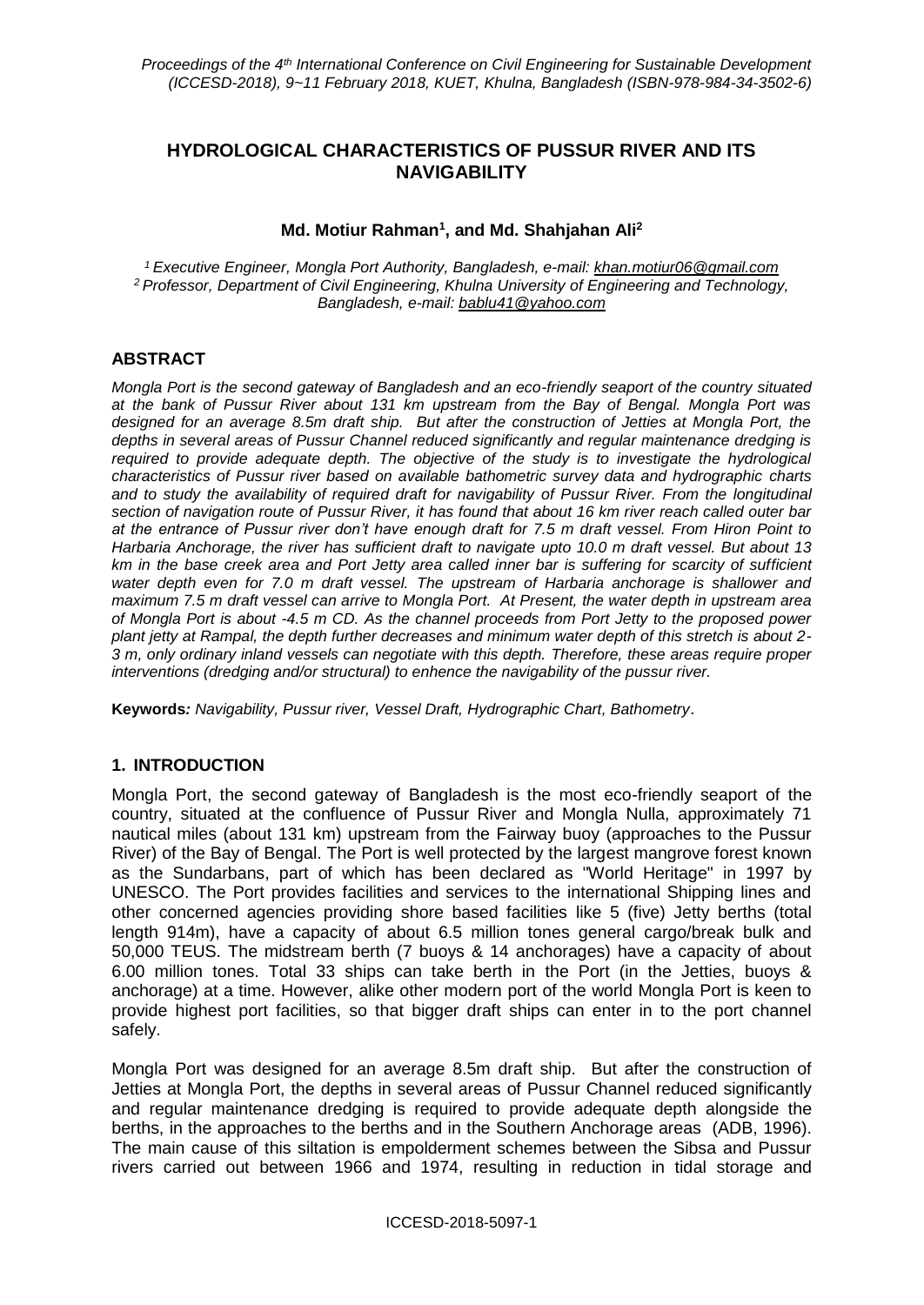# HYDROLOGICAL CHARACTERISTICS OF PUSSUR RIVER AND ITS NAVIGABILITY

**Md. Motiur Rahman[1], and Md. Shahjahan Ali[2]**

*[1] Executive Engineer, Mongla Port Authority, Bangladesh, e-mail: khan.motiur06@gmail.com*
*[2] Professor, Department of Civil Engineering, Khulna University of Engineering and Technology, Bangladesh, e-mail: bablu41@yahoo.com*

## ABSTRACT

*Mongla Port is the second gateway of Bangladesh and an eco-friendly seaport of the country situated at the bank of Pussur River about 131 km upstream from the Bay of Bengal. Mongla Port was designed for an average 8.5m draft ship. But after the construction of Jetties at Mongla Port, the depths in several areas of Pussur Channel reduced significantly and regular maintenance dredging is required to provide adequate depth. The objective of the study is to investigate the hydrological characteristics of Pussur river based on available bathometric survey data and hydrographic charts and to study the availability of required draft for navigability of Pussur River. From the longitudinal section of navigation route of Pussur River, it has found that about 16 km river reach called outer bar at the entrance of Pussur river don't have enough draft for 7.5 m draft vessel. From Hiron Point to Harbaria Anchorage, the river has sufficient draft to navigate upto 10.0 m draft vessel. But about 13 km in the base creek area and Port Jetty area called inner bar is suffering for scarcity of sufficient water depth even for 7.0 m draft vessel. The upstream of Harbaria anchorage is shallower and maximum 7.5 m draft vessel can arrive to Mongla Port. At Present, the water depth in upstream area of Mongla Port is about -4.5 m CD. As the channel proceeds from Port Jetty to the proposed power plant jetty at Rampal, the depth further decreases and minimum water depth of this stretch is about 2-3 m, only ordinary inland vessels can negotiate with this depth. Therefore, these areas require proper interventions (dredging and/or structural) to enhence the navigability of the pussur river.*

**Keywords***: Navigability, Pussur river, Vessel Draft, Hydrographic Chart, Bathometry*.

## 1. INTRODUCTION

Mongla Port, the second gateway of Bangladesh is the most eco-friendly seaport of the country, situated at the confluence of Pussur River and Mongla Nulla, approximately 71 nautical miles (about 131 km) upstream from the Fairway buoy (approaches to the Pussur River) of the Bay of Bengal. The Port is well protected by the largest mangrove forest known as the Sundarbans, part of which has been declared as "World Heritage" in 1997 by UNESCO. The Port provides facilities and services to the international Shipping lines and other concerned agencies providing shore based facilities like 5 (five) Jetty berths (total length 914m), have a capacity of about 6.5 million tones general cargo/break bulk and 50,000 TEUS. The midstream berth (7 buoys & 14 anchorages) have a capacity of about 6.00 million tones. Total 33 ships can take berth in the Port (in the Jetties, buoys & anchorage) at a time. However, alike other modern port of the world Mongla Port is keen to provide highest port facilities, so that bigger draft ships can enter in to the port channel safely.

Mongla Port was designed for an average 8.5m draft ship. But after the construction of Jetties at Mongla Port, the depths in several areas of Pussur Channel reduced significantly and regular maintenance dredging is required to provide adequate depth alongside the berths, in the approaches to the berths and in the Southern Anchorage areas (ADB, 1996). The main cause of this siltation is empolderment schemes between the Sibsa and Pussur rivers carried out between 1966 and 1974, resulting in reduction in tidal storage and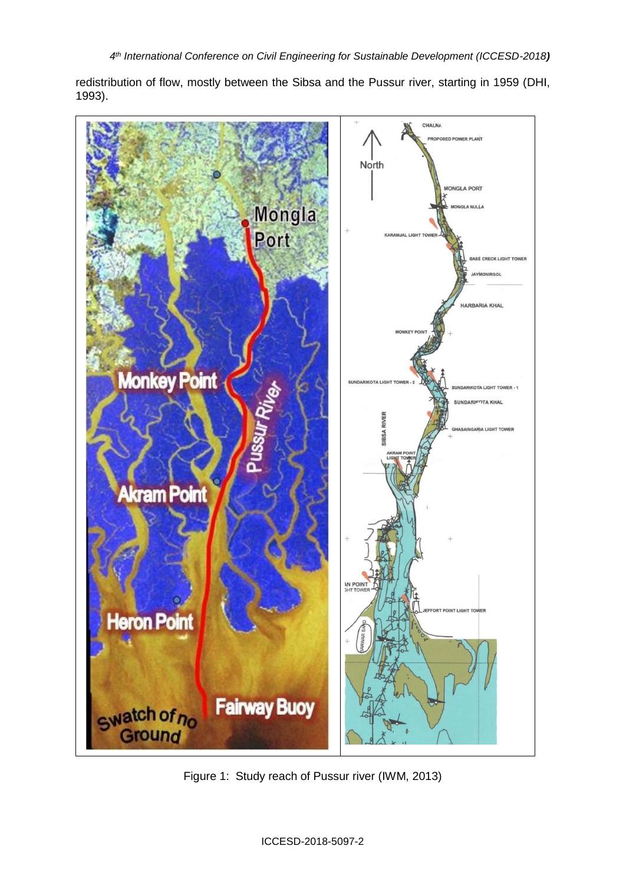redistribution of flow, mostly between the Sibsa and the Pussur river, starting in 1959 (DHI, 1993).

Figure 1: Study reach of Pussur river (IWM, 2013)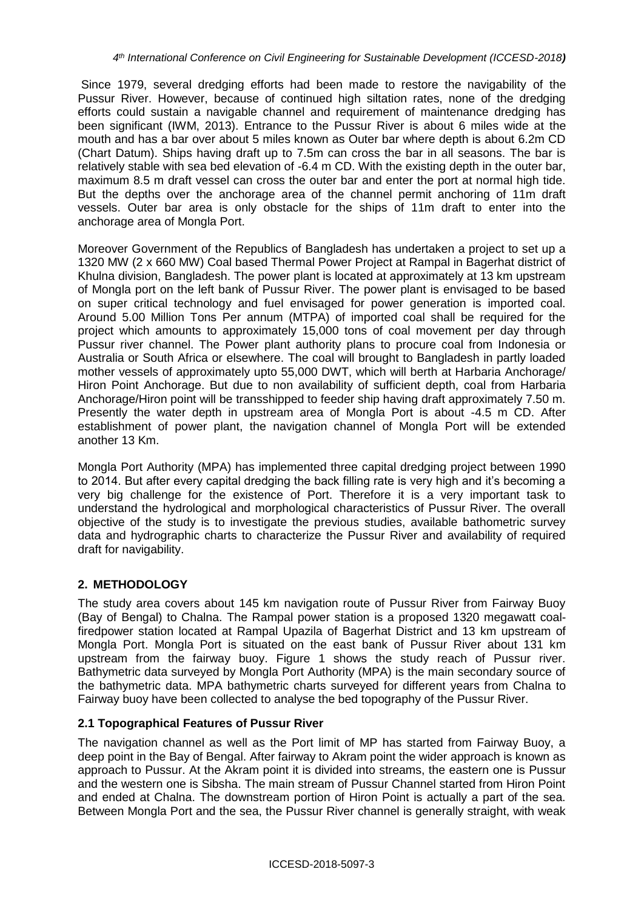Since 1979, several dredging efforts had been made to restore the navigability of the Pussur River. However, because of continued high siltation rates, none of the dredging efforts could sustain a navigable channel and requirement of maintenance dredging has been significant (IWM, 2013). Entrance to the Pussur River is about 6 miles wide at the mouth and has a bar over about 5 miles known as Outer bar where depth is about 6.2m CD (Chart Datum). Ships having draft up to 7.5m can cross the bar in all seasons. The bar is relatively stable with sea bed elevation of -6.4 m CD. With the existing depth in the outer bar, maximum 8.5 m draft vessel can cross the outer bar and enter the port at normal high tide. But the depths over the anchorage area of the channel permit anchoring of 11m draft vessels. Outer bar area is only obstacle for the ships of 11m draft to enter into the anchorage area of Mongla Port.

Moreover Government of the Republics of Bangladesh has undertaken a project to set up a 1320 MW (2 x 660 MW) Coal based Thermal Power Project at Rampal in Bagerhat district of Khulna division, Bangladesh. The power plant is located at approximately at 13 km upstream of Mongla port on the left bank of Pussur River. The power plant is envisaged to be based on super critical technology and fuel envisaged for power generation is imported coal. Around 5.00 Million Tons Per annum (MTPA) of imported coal shall be required for the project which amounts to approximately 15,000 tons of coal movement per day through Pussur river channel. The Power plant authority plans to procure coal from Indonesia or Australia or South Africa or elsewhere. The coal will brought to Bangladesh in partly loaded mother vessels of approximately upto 55,000 DWT, which will berth at Harbaria Anchorage/ Hiron Point Anchorage. But due to non availability of sufficient depth, coal from Harbaria Anchorage/Hiron point will be transshipped to feeder ship having draft approximately 7.50 m. Presently the water depth in upstream area of Mongla Port is about -4.5 m CD. After establishment of power plant, the navigation channel of Mongla Port will be extended another 13 Km.

Mongla Port Authority (MPA) has implemented three capital dredging project between 1990 to 2014. But after every capital dredging the back filling rate is very high and it's becoming a very big challenge for the existence of Port. Therefore it is a very important task to understand the hydrological and morphological characteristics of Pussur River. The overall objective of the study is to investigate the previous studies, available bathometric survey data and hydrographic charts to characterize the Pussur River and availability of required draft for navigability.

## 2. METHODOLOGY

The study area covers about 145 km navigation route of Pussur River from Fairway Buoy (Bay of Bengal) to Chalna. The Rampal power station is a proposed 1320 megawatt coal-firedpower station located at Rampal Upazila of Bagerhat District and 13 km upstream of Mongla Port. Mongla Port is situated on the east bank of Pussur River about 131 km upstream from the fairway buoy. Figure 1 shows the study reach of Pussur river. Bathymetric data surveyed by Mongla Port Authority (MPA) is the main secondary source of the bathymetric data. MPA bathymetric charts surveyed for different years from Chalna to Fairway buoy have been collected to analyse the bed topography of the Pussur River.

### 2.1 Topographical Features of Pussur River

The navigation channel as well as the Port limit of MP has started from Fairway Buoy, a deep point in the Bay of Bengal. After fairway to Akram point the wider approach is known as approach to Pussur. At the Akram point it is divided into streams, the eastern one is Pussur and the western one is Sibsha. The main stream of Pussur Channel started from Hiron Point and ended at Chalna. The downstream portion of Hiron Point is actually a part of the sea. Between Mongla Port and the sea, the Pussur River channel is generally straight, with weak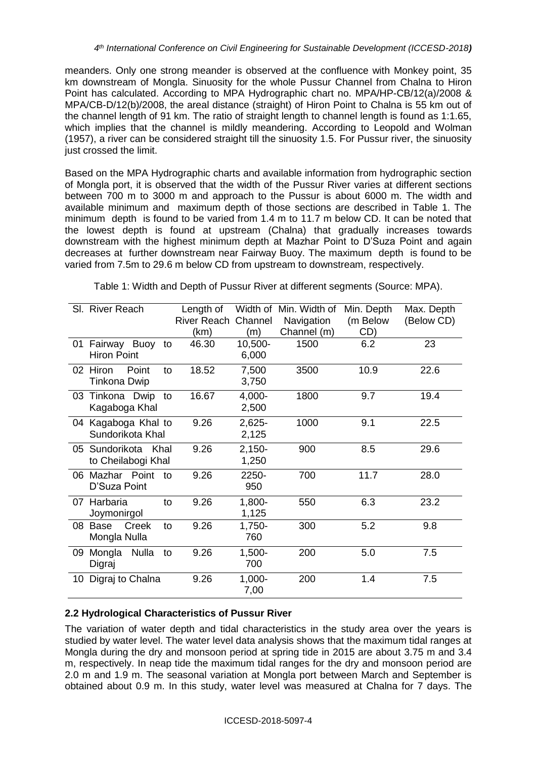meanders. Only one strong meander is observed at the confluence with Monkey point, 35 km downstream of Mongla. Sinuosity for the whole Pussur Channel from Chalna to Hiron Point has calculated. According to MPA Hydrographic chart no. MPA/HP-CB/12(a)/2008 & MPA/CB-D/12(b)/2008, the areal distance (straight) of Hiron Point to Chalna is 55 km out of the channel length of 91 km. The ratio of straight length to channel length is found as 1:1.65, which implies that the channel is mildly meandering. According to Leopold and Wolman (1957), a river can be considered straight till the sinuosity 1.5. For Pussur river, the sinuosity just crossed the limit.

Based on the MPA Hydrographic charts and available information from hydrographic section of Mongla port, it is observed that the width of the Pussur River varies at different sections between 700 m to 3000 m and approach to the Pussur is about 6000 m. The width and available minimum and maximum depth of those sections are described in Table 1. The minimum depth is found to be varied from 1.4 m to 11.7 m below CD. It can be noted that the lowest depth is found at upstream (Chalna) that gradually increases towards downstream with the highest minimum depth at Mazhar Point to D'Suza Point and again decreases at further downstream near Fairway Buoy. The maximum depth is found to be varied from 7.5m to 29.6 m below CD from upstream to downstream, respectively.

Table 1: Width and Depth of Pussur River at different segments (Source: MPA).

| Sl. | River Reach | Length of River Reach (km) | Width of Channel (m) | Min. Width of Navigation Channel (m) | Min. Depth (m Below CD) | Max. Depth (Below CD) |
|---|---|---|---|---|---|---|
| 01 | Fairway Buoy to Hiron Point | 46.30 | 10,500-6,000 | 1500 | 6.2 | 23 |
| 02 | Hiron Point to Tinkona Dwip | 18.52 | 7,500 3,750 | 3500 | 10.9 | 22.6 |
| 03 | Tinkona Dwip to Kagaboga Khal | 16.67 | 4,000-2,500 | 1800 | 9.7 | 19.4 |
| 04 | Kagaboga Khal to Sundorikota Khal | 9.26 | 2,625-2,125 | 1000 | 9.1 | 22.5 |
| 05 | Sundorikota Khal to Cheilabogi Khal | 9.26 | 2,150-1,250 | 900 | 8.5 | 29.6 |
| 06 | Mazhar Point to D'Suza Point | 9.26 | 2250-950 | 700 | 11.7 | 28.0 |
| 07 | Harbaria to Joymonirgol | 9.26 | 1,800-1,125 | 550 | 6.3 | 23.2 |
| 08 | Base Creek to Mongla Nulla | 9.26 | 1,750-760 | 300 | 5.2 | 9.8 |
| 09 | Mongla Nulla to Digraj | 9.26 | 1,500-700 | 200 | 5.0 | 7.5 |
| 10 | Digraj to Chalna | 9.26 | 1,000-7,00 | 200 | 1.4 | 7.5 |

### 2.2 Hydrological Characteristics of Pussur River

The variation of water depth and tidal characteristics in the study area over the years is studied by water level. The water level data analysis shows that the maximum tidal ranges at Mongla during the dry and monsoon period at spring tide in 2015 are about 3.75 m and 3.4 m, respectively. In neap tide the maximum tidal ranges for the dry and monsoon period are 2.0 m and 1.9 m. The seasonal variation at Mongla port between March and September is obtained about 0.9 m. In this study, water level was measured at Chalna for 7 days. The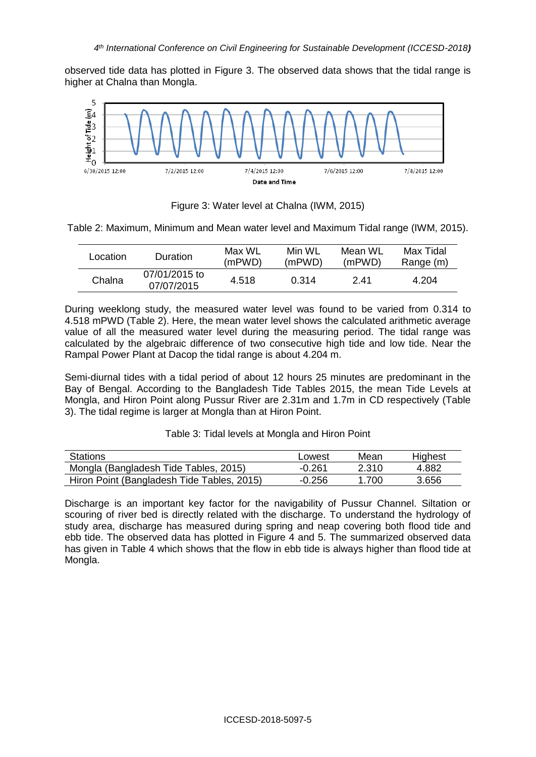observed tide data has plotted in Figure 3. The observed data shows that the tidal range is higher at Chalna than Mongla.

Figure 3: Water level at Chalna (IWM, 2015)

Table 2: Maximum, Minimum and Mean water level and Maximum Tidal range (IWM, 2015).

| Location | Duration | Max WL (mPWD) | Min WL (mPWD) | Mean WL (mPWD) | Max Tidal Range (m) |
|---|---|---|---|---|---|
| Chalna | 07/01/2015 to 07/07/2015 | 4.518 | 0.314 | 2.41 | 4.204 |

During weeklong study, the measured water level was found to be varied from 0.314 to 4.518 mPWD (Table 2). Here, the mean water level shows the calculated arithmetic average value of all the measured water level during the measuring period. The tidal range was calculated by the algebraic difference of two consecutive high tide and low tide. Near the Rampal Power Plant at Dacop the tidal range is about 4.204 m.

Semi-diurnal tides with a tidal period of about 12 hours 25 minutes are predominant in the Bay of Bengal. According to the Bangladesh Tide Tables 2015, the mean Tide Levels at Mongla, and Hiron Point along Pussur River are 2.31m and 1.7m in CD respectively (Table 3). The tidal regime is larger at Mongla than at Hiron Point.

Table 3: Tidal levels at Mongla and Hiron Point

| Stations | Lowest | Mean | Highest |
|---|---|---|---|
| Mongla (Bangladesh Tide Tables, 2015) | -0.261 | 2.310 | 4.882 |
| Hiron Point (Bangladesh Tide Tables, 2015) | -0.256 | 1.700 | 3.656 |

Discharge is an important key factor for the navigability of Pussur Channel. Siltation or scouring of river bed is directly related with the discharge. To understand the hydrology of study area, discharge has measured during spring and neap covering both flood tide and ebb tide. The observed data has plotted in Figure 4 and 5. The summarized observed data has given in Table 4 which shows that the flow in ebb tide is always higher than flood tide at Mongla.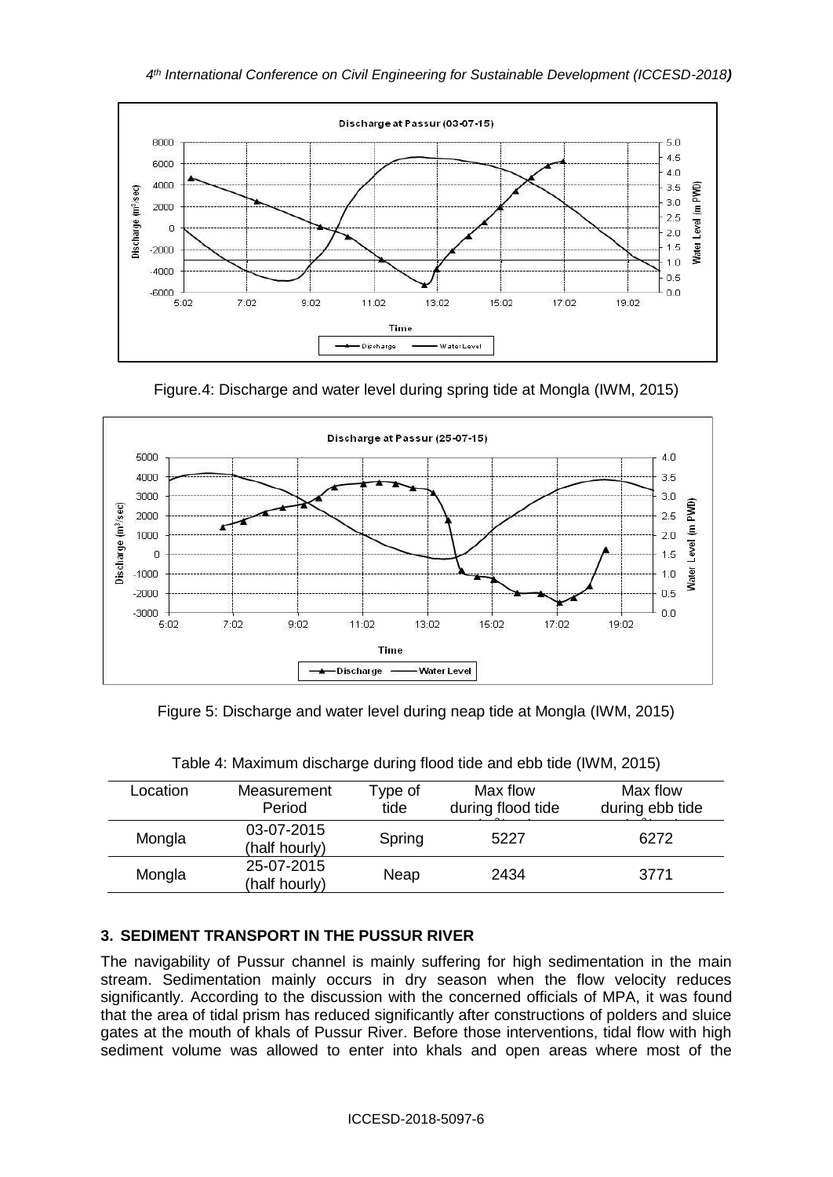Figure.4: Discharge and water level during spring tide at Mongla (IWM, 2015)

Figure 5: Discharge and water level during neap tide at Mongla (IWM, 2015)

Table 4: Maximum discharge during flood tide and ebb tide (IWM, 2015)

| Location | Measurement Period | Type of tide | Max flow during flood tide ($m^3/sec$) | Max flow during ebb tide ($m^3/sec$) |
|---|---|---|---|---|
| Mongla | 03-07-2015 (half hourly) | Spring | 5227 | 6272 |
| Mongla | 25-07-2015 (half hourly) | Neap | 2434 | 3771 |

## 3. SEDIMENT TRANSPORT IN THE PUSSUR RIVER

The navigability of Pussur channel is mainly suffering for high sedimentation in the main stream. Sedimentation mainly occurs in dry season when the flow velocity reduces significantly. According to the discussion with the concerned officials of MPA, it was found that the area of tidal prism has reduced significantly after constructions of polders and sluice gates at the mouth of khals of Pussur River. Before those interventions, tidal flow with high sediment volume was allowed to enter into khals and open areas where most of the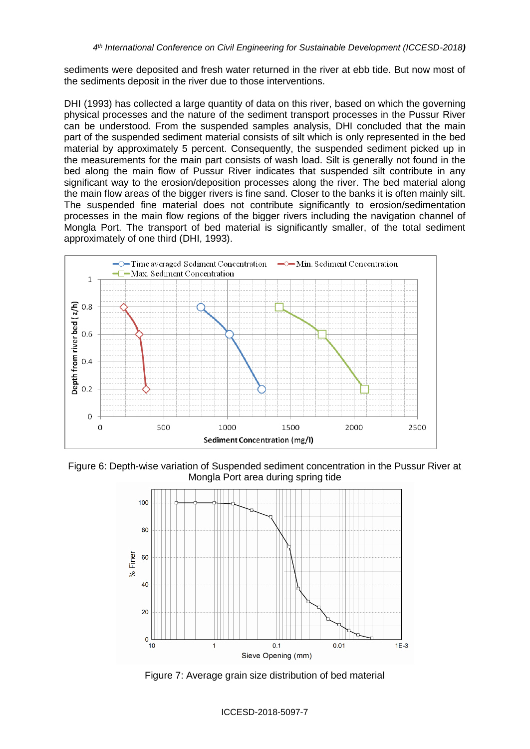sediments were deposited and fresh water returned in the river at ebb tide. But now most of the sediments deposit in the river due to those interventions.

DHI (1993) has collected a large quantity of data on this river, based on which the governing physical processes and the nature of the sediment transport processes in the Pussur River can be understood. From the suspended samples analysis, DHI concluded that the main part of the suspended sediment material consists of silt which is only represented in the bed material by approximately 5 percent. Consequently, the suspended sediment picked up in the measurements for the main part consists of wash load. Silt is generally not found in the bed along the main flow of Pussur River indicates that suspended silt contribute in any significant way to the erosion/deposition processes along the river. The bed material along the main flow areas of the bigger rivers is fine sand. Closer to the banks it is often mainly silt. The suspended fine material does not contribute significantly to erosion/sedimentation processes in the main flow regions of the bigger rivers including the navigation channel of Mongla Port. The transport of bed material is significantly smaller, of the total sediment approximately of one third (DHI, 1993).

Figure 6: Depth-wise variation of Suspended sediment concentration in the Pussur River at Mongla Port area during spring tide

Figure 7: Average grain size distribution of bed material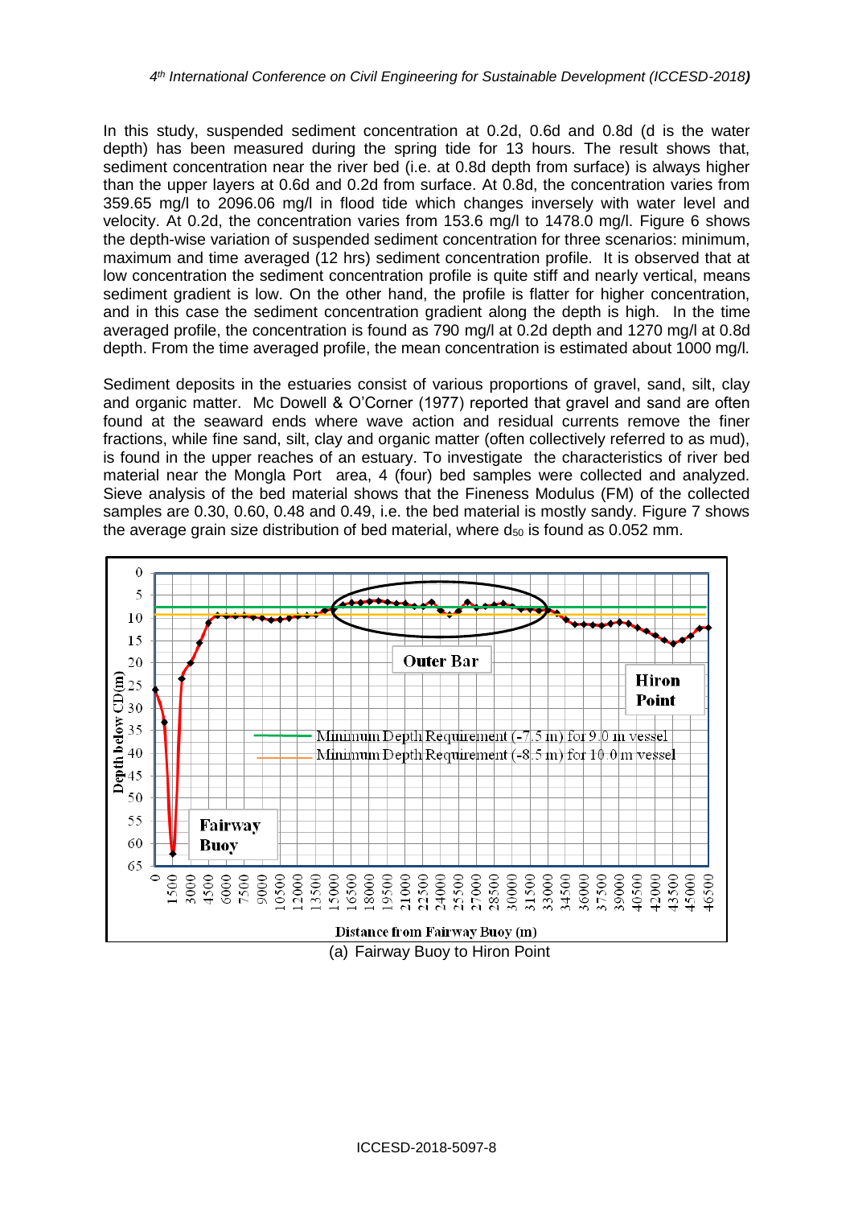In this study, suspended sediment concentration at 0.2d, 0.6d and 0.8d (d is the water depth) has been measured during the spring tide for 13 hours. The result shows that, sediment concentration near the river bed (i.e. at 0.8d depth from surface) is always higher than the upper layers at 0.6d and 0.2d from surface. At 0.8d, the concentration varies from 359.65 mg/l to 2096.06 mg/l in flood tide which changes inversely with water level and velocity. At 0.2d, the concentration varies from 153.6 mg/l to 1478.0 mg/l. Figure 6 shows the depth-wise variation of suspended sediment concentration for three scenarios: minimum, maximum and time averaged (12 hrs) sediment concentration profile. It is observed that at low concentration the sediment concentration profile is quite stiff and nearly vertical, means sediment gradient is low. On the other hand, the profile is flatter for higher concentration, and in this case the sediment concentration gradient along the depth is high. In the time averaged profile, the concentration is found as 790 mg/l at 0.2d depth and 1270 mg/l at 0.8d depth. From the time averaged profile, the mean concentration is estimated about 1000 mg/l.

Sediment deposits in the estuaries consist of various proportions of gravel, sand, silt, clay and organic matter. Mc Dowell & O'Corner (1977) reported that gravel and sand are often found at the seaward ends where wave action and residual currents remove the finer fractions, while fine sand, silt, clay and organic matter (often collectively referred to as mud), is found in the upper reaches of an estuary. To investigate the characteristics of river bed material near the Mongla Port area, 4 (four) bed samples were collected and analyzed. Sieve analysis of the bed material shows that the Fineness Modulus (FM) of the collected samples are 0.30, 0.60, 0.48 and 0.49, i.e. the bed material is mostly sandy. Figure 7 shows the average grain size distribution of bed material, where $d_{50}$ is found as 0.052 mm.

(a) Fairway Buoy to Hiron Point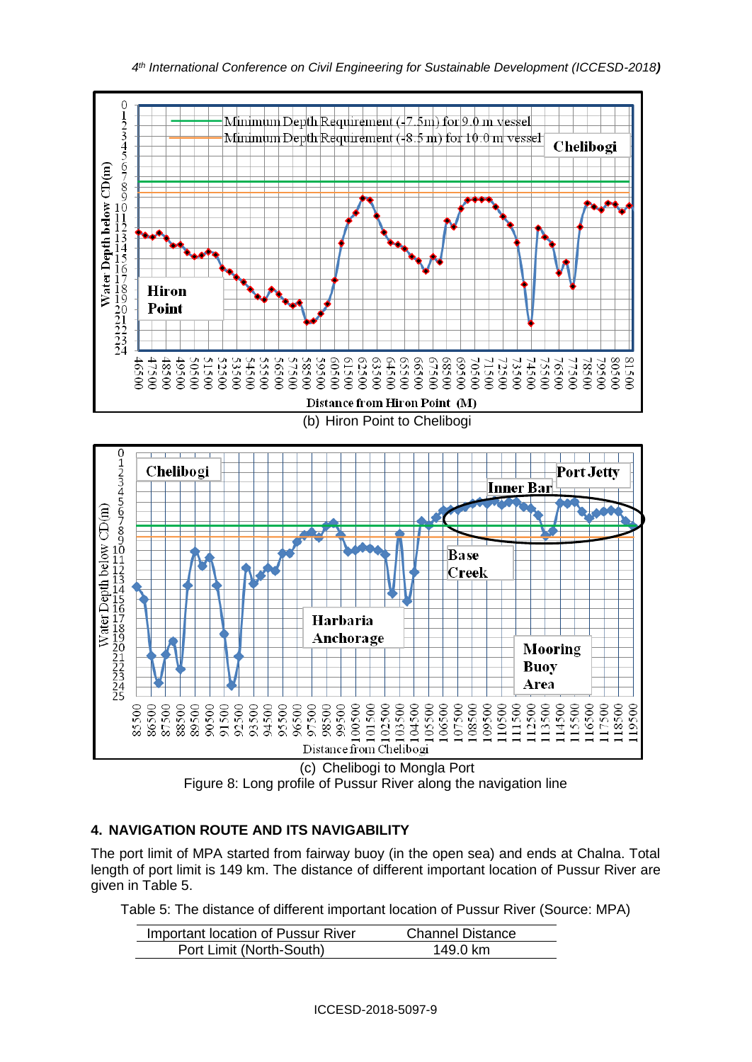(b) Hiron Point to Chelibogi

(c) Chelibogi to Mongla Port

Figure 8: Long profile of Pussur River along the navigation line

## 4. NAVIGATION ROUTE AND ITS NAVIGABILITY

The port limit of MPA started from fairway buoy (in the open sea) and ends at Chalna. Total length of port limit is 149 km. The distance of different important location of Pussur River are given in Table 5.

Table 5: The distance of different important location of Pussur River (Source: MPA)

| Important location of Pussur River | Channel Distance |
|---|---|
| Port Limit (North-South) | 149.0 km |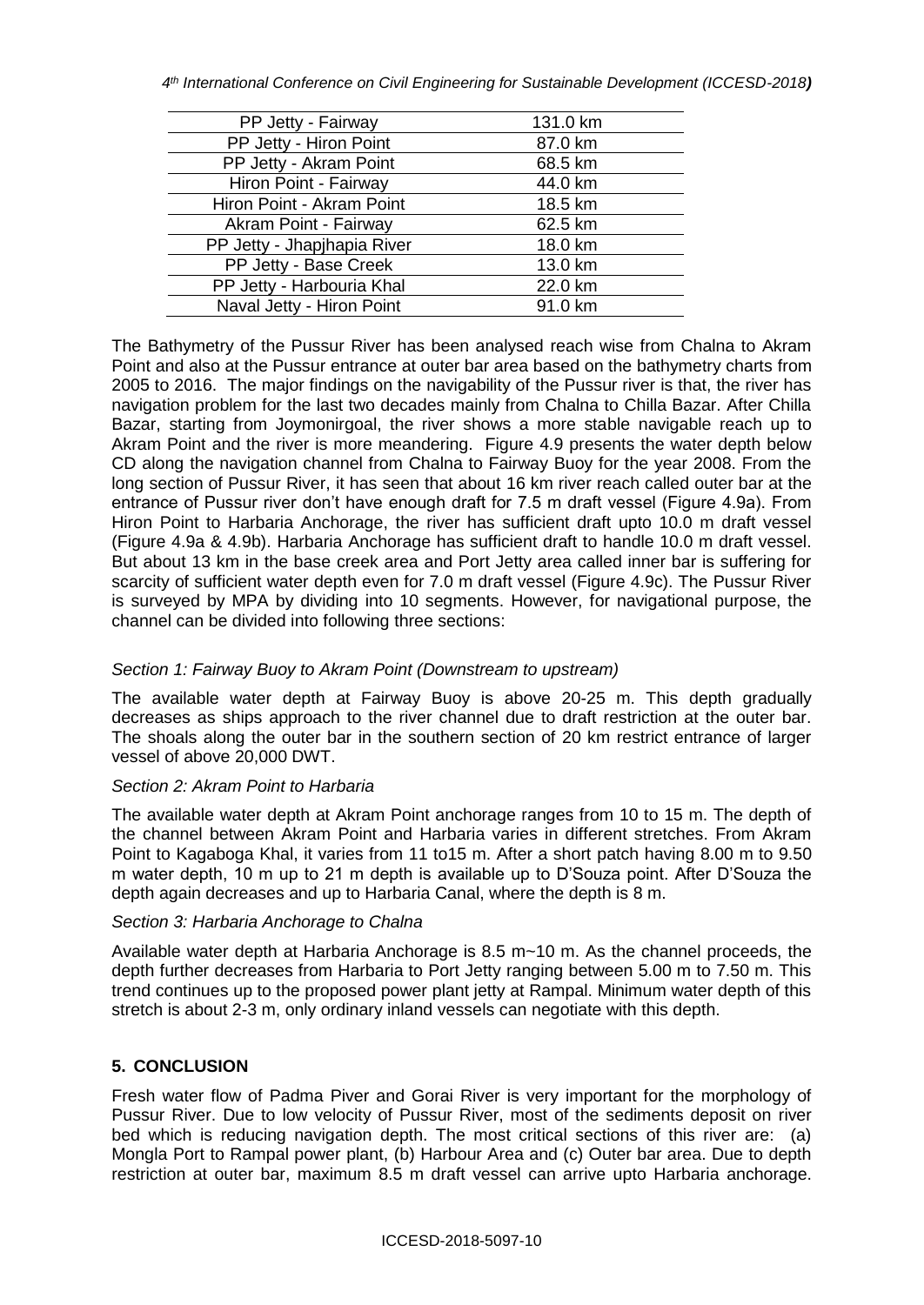| PP Jetty - Fairway | 131.0 km |
|---|---|
| PP Jetty - Hiron Point | 87.0 km |
| PP Jetty - Akram Point | 68.5 km |
| Hiron Point - Fairway | 44.0 km |
| Hiron Point - Akram Point | 18.5 km |
| Akram Point - Fairway | 62.5 km |
| PP Jetty - Jhapjhapia River | 18.0 km |
| PP Jetty - Base Creek | 13.0 km |
| PP Jetty - Harbouria Khal | 22.0 km |
| Naval Jetty - Hiron Point | 91.0 km |

The Bathymetry of the Pussur River has been analysed reach wise from Chalna to Akram Point and also at the Pussur entrance at outer bar area based on the bathymetry charts from 2005 to 2016. The major findings on the navigability of the Pussur river is that, the river has navigation problem for the last two decades mainly from Chalna to Chilla Bazar. After Chilla Bazar, starting from Joymonirgoal, the river shows a more stable navigable reach up to Akram Point and the river is more meandering. Figure 4.9 presents the water depth below CD along the navigation channel from Chalna to Fairway Buoy for the year 2008. From the long section of Pussur River, it has seen that about 16 km river reach called outer bar at the entrance of Pussur river don't have enough draft for 7.5 m draft vessel (Figure 4.9a). From Hiron Point to Harbaria Anchorage, the river has sufficient draft upto 10.0 m draft vessel (Figure 4.9a & 4.9b). Harbaria Anchorage has sufficient draft to handle 10.0 m draft vessel. But about 13 km in the base creek area and Port Jetty area called inner bar is suffering for scarcity of sufficient water depth even for 7.0 m draft vessel (Figure 4.9c). The Pussur River is surveyed by MPA by dividing into 10 segments. However, for navigational purpose, the channel can be divided into following three sections:

*Section 1: Fairway Buoy to Akram Point (Downstream to upstream)*

The available water depth at Fairway Buoy is above 20-25 m. This depth gradually decreases as ships approach to the river channel due to draft restriction at the outer bar. The shoals along the outer bar in the southern section of 20 km restrict entrance of larger vessel of above 20,000 DWT.

*Section 2: Akram Point to Harbaria*

The available water depth at Akram Point anchorage ranges from 10 to 15 m. The depth of the channel between Akram Point and Harbaria varies in different stretches. From Akram Point to Kagaboga Khal, it varies from 11 to15 m. After a short patch having 8.00 m to 9.50 m water depth, 10 m up to 21 m depth is available up to D'Souza point. After D'Souza the depth again decreases and up to Harbaria Canal, where the depth is 8 m.

*Section 3: Harbaria Anchorage to Chalna*

Available water depth at Harbaria Anchorage is 8.5 m~10 m. As the channel proceeds, the depth further decreases from Harbaria to Port Jetty ranging between 5.00 m to 7.50 m. This trend continues up to the proposed power plant jetty at Rampal. Minimum water depth of this stretch is about 2-3 m, only ordinary inland vessels can negotiate with this depth.

## 5. CONCLUSION

Fresh water flow of Padma Piver and Gorai River is very important for the morphology of Pussur River. Due to low velocity of Pussur River, most of the sediments deposit on river bed which is reducing navigation depth. The most critical sections of this river are: (a) Mongla Port to Rampal power plant, (b) Harbour Area and (c) Outer bar area. Due to depth restriction at outer bar, maximum 8.5 m draft vessel can arrive upto Harbaria anchorage.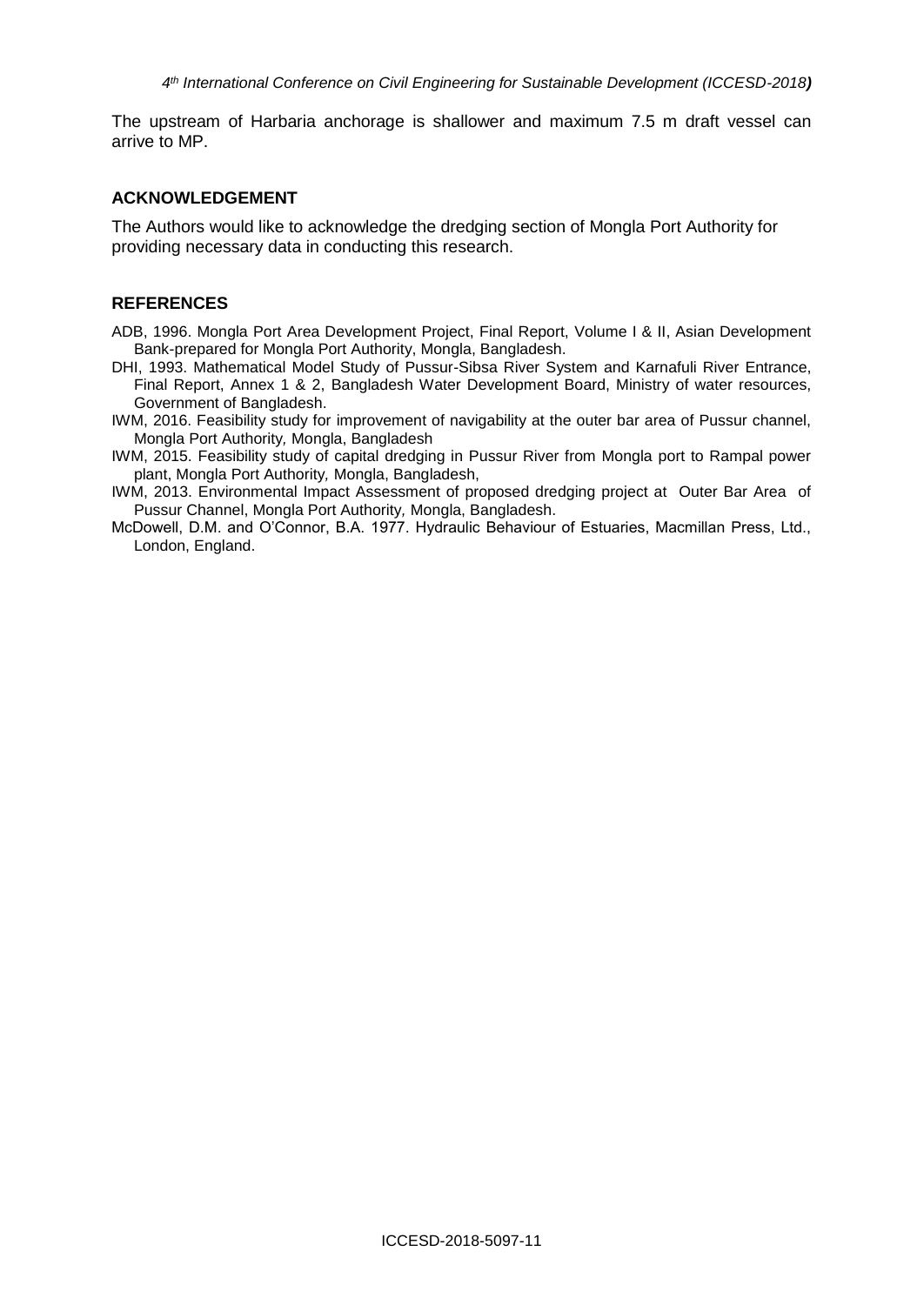The upstream of Harbaria anchorage is shallower and maximum 7.5 m draft vessel can arrive to MP.

## ACKNOWLEDGEMENT

The Authors would like to acknowledge the dredging section of Mongla Port Authority for providing necessary data in conducting this research.

## REFERENCES

ADB, 1996. Mongla Port Area Development Project, Final Report, Volume I & II, Asian Development Bank-prepared for Mongla Port Authority, Mongla, Bangladesh.

DHI, 1993. Mathematical Model Study of Pussur-Sibsa River System and Karnafuli River Entrance, Final Report, Annex 1 & 2, Bangladesh Water Development Board, Ministry of water resources, Government of Bangladesh.

IWM, 2016. Feasibility study for improvement of navigability at the outer bar area of Pussur channel, Mongla Port Authority*,* Mongla, Bangladesh

IWM, 2015. Feasibility study of capital dredging in Pussur River from Mongla port to Rampal power plant, Mongla Port Authority*,* Mongla, Bangladesh,

IWM, 2013. Environmental Impact Assessment of proposed dredging project at Outer Bar Area of Pussur Channel, Mongla Port Authority*,* Mongla, Bangladesh.

McDowell, D.M. and O'Connor, B.A. 1977. Hydraulic Behaviour of Estuaries, Macmillan Press, Ltd., London, England.